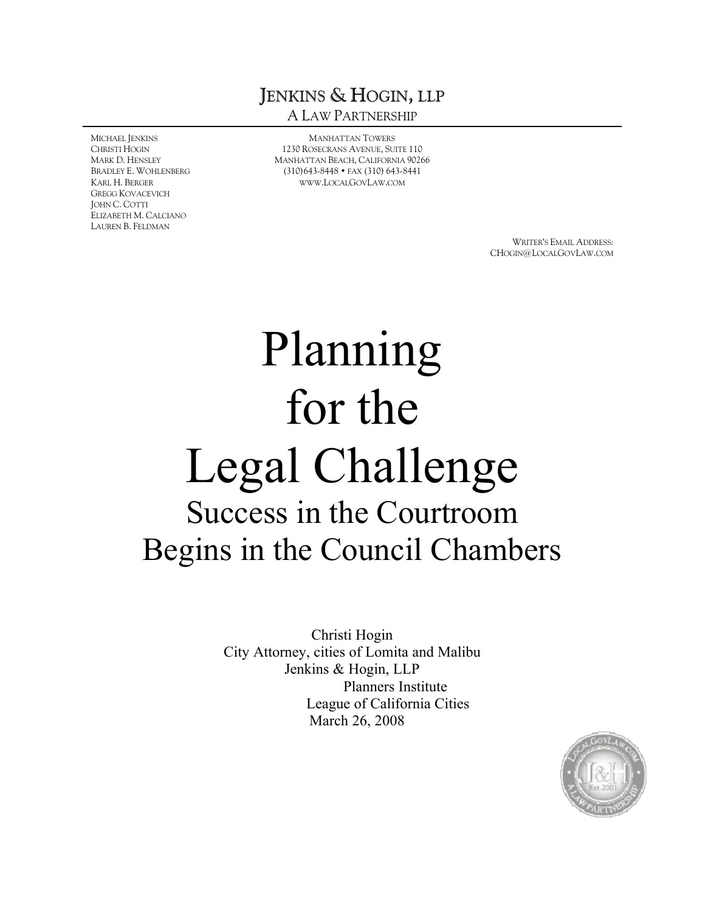JENKINS & HOGIN, LLP
A LAW PARTNERSHIP

MICHAEL JENKINS
CHRISTI HOGIN
MARK D. HENSLEY
BRADLEY E. WOHLENBERG
KARL H. BERGER
GREGG KOVACEVICH
JOHN C. COTTI
ELIZABETH M. CALCIANO
LAUREN B. FELDMAN

MANHATTAN TOWERS
1230 ROSECRANS AVENUE, SUITE 110
MANHATTAN BEACH, CALIFORNIA 90266
(310)643-8448 • FAX (310) 643-8441
WWW.LOCALGOVLAW.COM

WRITER'S EMAIL ADDRESS:
CHOGIN@LOCALGOVLAW.COM

# Planning for the Legal Challenge

## Success in the Courtroom Begins in the Council Chambers

Christi Hogin
City Attorney, cities of Lomita and Malibu
Jenkins & Hogin, LLP
Planners Institute
League of California Cities
March 26, 2008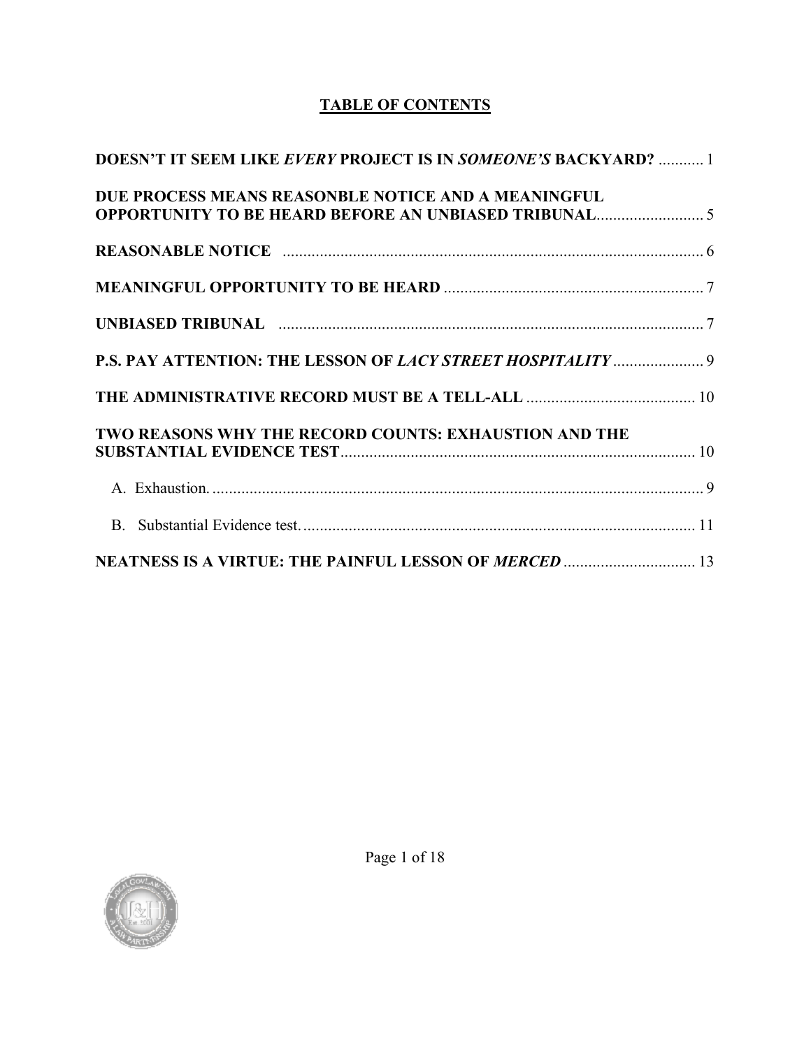# TABLE OF CONTENTS

**DOESN'T IT SEEM LIKE *EVERY* PROJECT IS IN *SOMEONE'S* BACKYARD?** ........... 1

**DUE PROCESS MEANS REASONBLE NOTICE AND A MEANINGFUL OPPORTUNITY TO BE HEARD BEFORE AN UNBIASED TRIBUNAL**.......................... 5

**REASONABLE NOTICE** ...................................................................................................... 6

**MEANINGFUL OPPORTUNITY TO BE HEARD** ............................................................... 7

**UNBIASED TRIBUNAL** ....................................................................................................... 7

**P.S. PAY ATTENTION: THE LESSON OF *LACY STREET HOSPITALITY*** ...................... 9

**THE ADMINISTRATIVE RECORD MUST BE A TELL-ALL** .......................................... 10

**TWO REASONS WHY THE RECORD COUNTS: EXHAUSTION AND THE SUBSTANTIAL EVIDENCE TEST**...................................................................................... 10

A. Exhaustion. ........................................................................................................................ 9

B. Substantial Evidence test. ................................................................................................ 11

**NEATNESS IS A VIRTUE: THE PAINFUL LESSON OF *MERCED*** ................................ 13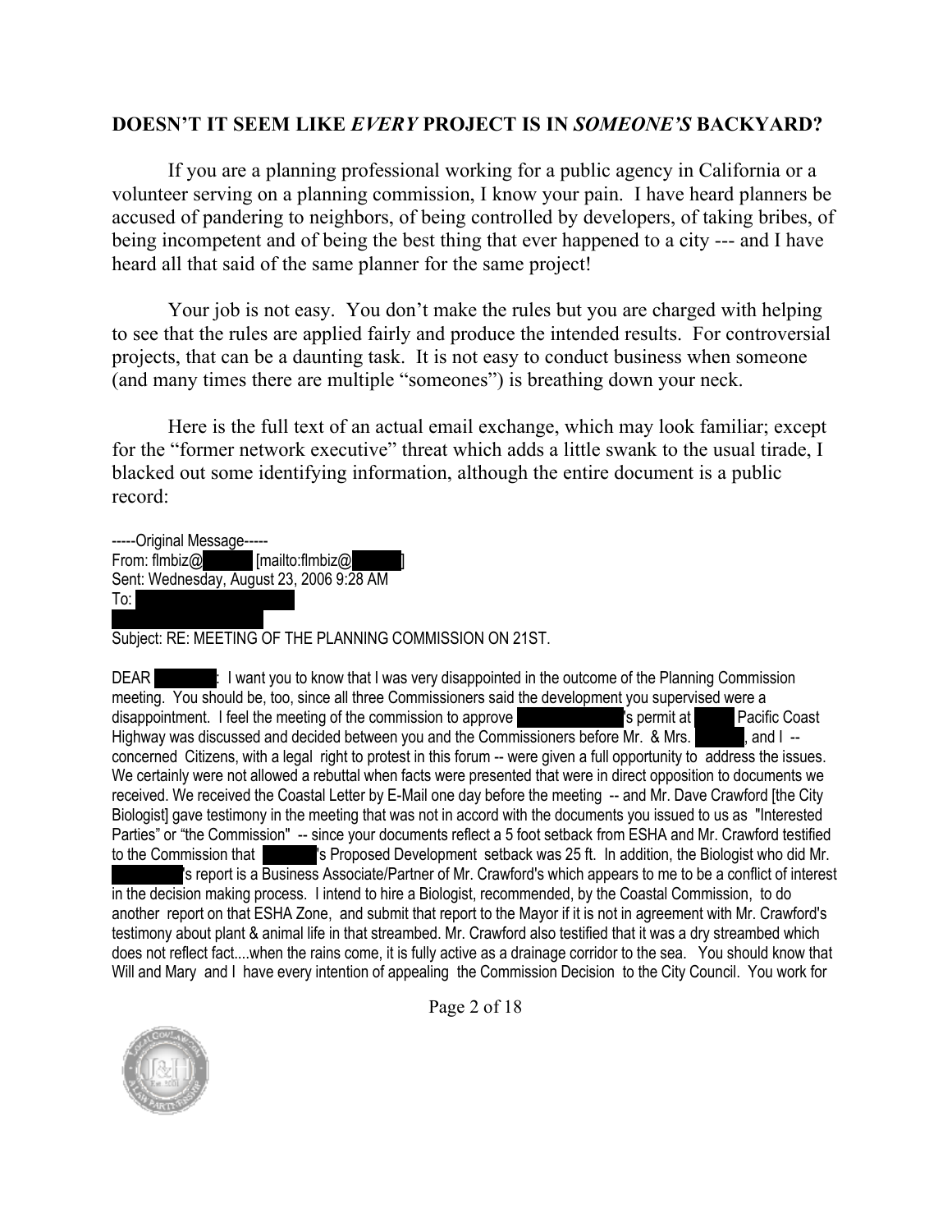**DOESN'T IT SEEM LIKE *EVERY* PROJECT IS IN *SOMEONE'S* BACKYARD?**

If you are a planning professional working for a public agency in California or a volunteer serving on a planning commission, I know your pain. I have heard planners be accused of pandering to neighbors, of being controlled by developers, of taking bribes, of being incompetent and of being the best thing that ever happened to a city --- and I have heard all that said of the same planner for the same project!

Your job is not easy. You don't make the rules but you are charged with helping to see that the rules are applied fairly and produce the intended results. For controversial projects, that can be a daunting task. It is not easy to conduct business when someone (and many times there are multiple "someones") is breathing down your neck.

Here is the full text of an actual email exchange, which may look familiar; except for the "former network executive" threat which adds a little swank to the usual tirade, I blacked out some identifying information, although the entire document is a public record:

-----Original Message-----
From: flmbiz@ [mailto:flmbiz@ ]
Sent: Wednesday, August 23, 2006 9:28 AM
To:

Subject: RE: MEETING OF THE PLANNING COMMISSION ON 21ST.

DEAR : I want you to know that I was very disappointed in the outcome of the Planning Commission meeting. You should be, too, since all three Commissioners said the development you supervised were a disappointment. I feel the meeting of the commission to approve 's permit at Pacific Coast Highway was discussed and decided between you and the Commissioners before Mr. & Mrs. , and I -- concerned Citizens, with a legal right to protest in this forum -- were given a full opportunity to address the issues. We certainly were not allowed a rebuttal when facts were presented that were in direct opposition to documents we received. We received the Coastal Letter by E-Mail one day before the meeting -- and Mr. Dave Crawford [the City Biologist] gave testimony in the meeting that was not in accord with the documents you issued to us as "Interested Parties" or "the Commission" -- since your documents reflect a 5 foot setback from ESHA and Mr. Crawford testified to the Commission that 's Proposed Development setback was 25 ft. In addition, the Biologist who did Mr. 's report is a Business Associate/Partner of Mr. Crawford's which appears to me to be a conflict of interest in the decision making process. I intend to hire a Biologist, recommended, by the Coastal Commission, to do another report on that ESHA Zone, and submit that report to the Mayor if it is not in agreement with Mr. Crawford's testimony about plant & animal life in that streambed. Mr. Crawford also testified that it was a dry streambed which does not reflect fact....when the rains come, it is fully active as a drainage corridor to the sea. You should know that Will and Mary and I have every intention of appealing the Commission Decision to the City Council. You work for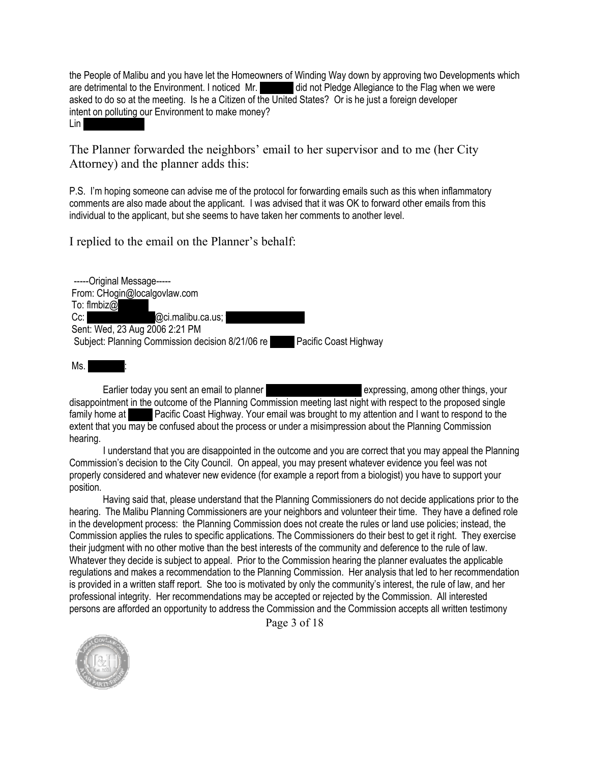the People of Malibu and you have let the Homeowners of Winding Way down by approving two Developments which are detrimental to the Environment. I noticed Mr. ██████ did not Pledge Allegiance to the Flag when we were asked to do so at the meeting. Is he a Citizen of the United States? Or is he just a foreign developer intent on polluting our Environment to make money?
Lin ██████████

The Planner forwarded the neighbors' email to her supervisor and to me (her City Attorney) and the planner adds this:

P.S. I'm hoping someone can advise me of the protocol for forwarding emails such as this when inflammatory comments are also made about the applicant. I was advised that it was OK to forward other emails from this individual to the applicant, but she seems to have taken her comments to another level.

I replied to the email on the Planner's behalf:

-----Original Message-----
From: CHogin@localgovlaw.com
To: flmbiz@█████
Cc: ████████████@ci.malibu.ca.us; ██████████████
Sent: Wed, 23 Aug 2006 2:21 PM
Subject: Planning Commission decision 8/21/06 re ████ Pacific Coast Highway

Ms. ██████:

Earlier today you sent an email to planner ████████████████ expressing, among other things, your disappointment in the outcome of the Planning Commission meeting last night with respect to the proposed single family home at ████ Pacific Coast Highway. Your email was brought to my attention and I want to respond to the extent that you may be confused about the process or under a misimpression about the Planning Commission hearing.

I understand that you are disappointed in the outcome and you are correct that you may appeal the Planning Commission's decision to the City Council. On appeal, you may present whatever evidence you feel was not properly considered and whatever new evidence (for example a report from a biologist) you have to support your position.

Having said that, please understand that the Planning Commissioners do not decide applications prior to the hearing. The Malibu Planning Commissioners are your neighbors and volunteer their time. They have a defined role in the development process: the Planning Commission does not create the rules or land use policies; instead, the Commission applies the rules to specific applications. The Commissioners do their best to get it right. They exercise their judgment with no other motive than the best interests of the community and deference to the rule of law. Whatever they decide is subject to appeal. Prior to the Commission hearing the planner evaluates the applicable regulations and makes a recommendation to the Planning Commission. Her analysis that led to her recommendation is provided in a written staff report. She too is motivated by only the community's interest, the rule of law, and her professional integrity. Her recommendations may be accepted or rejected by the Commission. All interested persons are afforded an opportunity to address the Commission and the Commission accepts all written testimony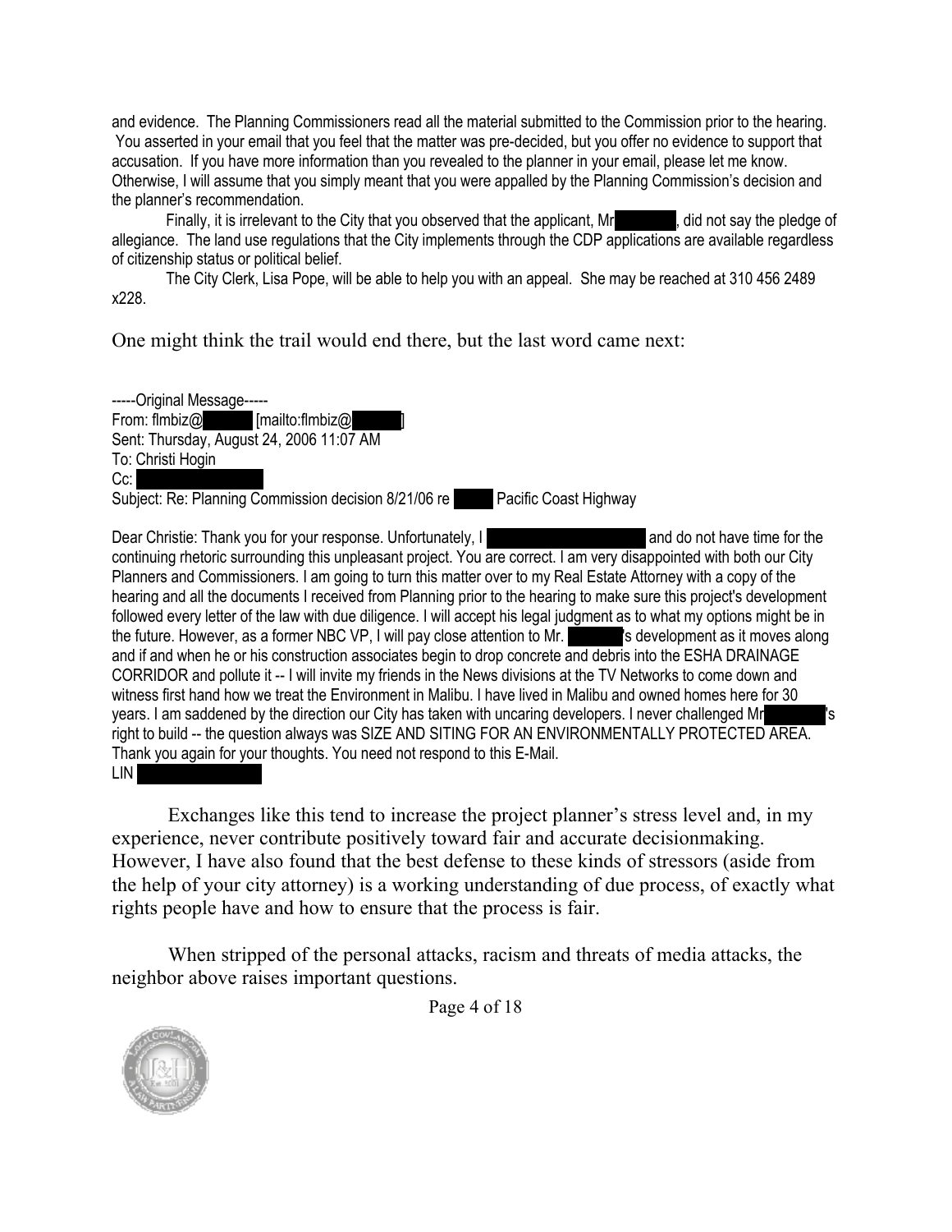and evidence. The Planning Commissioners read all the material submitted to the Commission prior to the hearing. You asserted in your email that you feel that the matter was pre-decided, but you offer no evidence to support that accusation. If you have more information than you revealed to the planner in your email, please let me know. Otherwise, I will assume that you simply meant that you were appalled by the Planning Commission's decision and the planner's recommendation.

Finally, it is irrelevant to the City that you observed that the applicant, Mr [redacted], did not say the pledge of allegiance. The land use regulations that the City implements through the CDP applications are available regardless of citizenship status or political belief.

The City Clerk, Lisa Pope, will be able to help you with an appeal. She may be reached at 310 456 2489 x228.

One might think the trail would end there, but the last word came next:

-----Original Message-----
From: flmbiz@[redacted] [mailto:flmbiz@[redacted]]
Sent: Thursday, August 24, 2006 11:07 AM
To: Christi Hogin
Cc: [redacted]
Subject: Re: Planning Commission decision 8/21/06 re [redacted] Pacific Coast Highway

Dear Christie: Thank you for your response. Unfortunately, I [redacted] and do not have time for the continuing rhetoric surrounding this unpleasant project. You are correct. I am very disappointed with both our City Planners and Commissioners. I am going to turn this matter over to my Real Estate Attorney with a copy of the hearing and all the documents I received from Planning prior to the hearing to make sure this project's development followed every letter of the law with due diligence. I will accept his legal judgment as to what my options might be in the future. However, as a former NBC VP, I will pay close attention to Mr. [redacted]'s development as it moves along and if and when he or his construction associates begin to drop concrete and debris into the ESHA DRAINAGE CORRIDOR and pollute it -- I will invite my friends in the News divisions at the TV Networks to come down and witness first hand how we treat the Environment in Malibu. I have lived in Malibu and owned homes here for 30 years. I am saddened by the direction our City has taken with uncaring developers. I never challenged Mr [redacted]'s right to build -- the question always was SIZE AND SITING FOR AN ENVIRONMENTALLY PROTECTED AREA. Thank you again for your thoughts. You need not respond to this E-Mail.
LIN [redacted]

Exchanges like this tend to increase the project planner's stress level and, in my experience, never contribute positively toward fair and accurate decisionmaking. However, I have also found that the best defense to these kinds of stressors (aside from the help of your city attorney) is a working understanding of due process, of exactly what rights people have and how to ensure that the process is fair.

When stripped of the personal attacks, racism and threats of media attacks, the neighbor above raises important questions.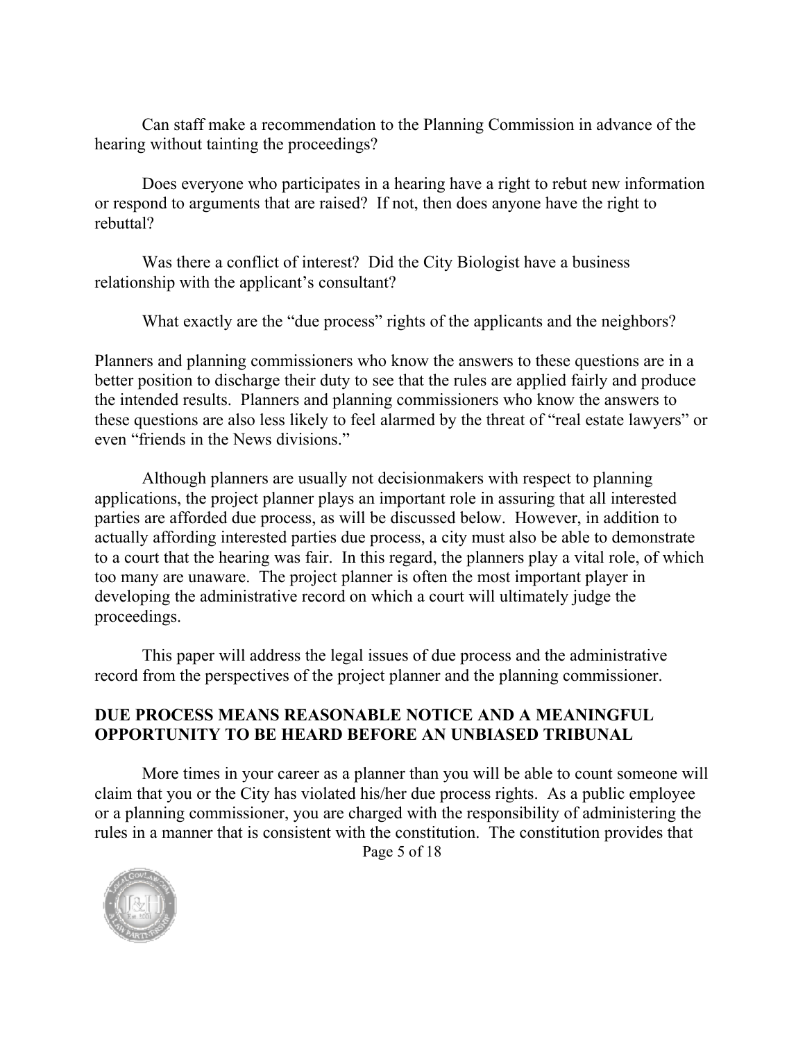Can staff make a recommendation to the Planning Commission in advance of the hearing without tainting the proceedings?

Does everyone who participates in a hearing have a right to rebut new information or respond to arguments that are raised? If not, then does anyone have the right to rebuttal?

Was there a conflict of interest? Did the City Biologist have a business relationship with the applicant's consultant?

What exactly are the "due process" rights of the applicants and the neighbors?

Planners and planning commissioners who know the answers to these questions are in a better position to discharge their duty to see that the rules are applied fairly and produce the intended results. Planners and planning commissioners who know the answers to these questions are also less likely to feel alarmed by the threat of "real estate lawyers" or even "friends in the News divisions."

Although planners are usually not decisionmakers with respect to planning applications, the project planner plays an important role in assuring that all interested parties are afforded due process, as will be discussed below. However, in addition to actually affording interested parties due process, a city must also be able to demonstrate to a court that the hearing was fair. In this regard, the planners play a vital role, of which too many are unaware. The project planner is often the most important player in developing the administrative record on which a court will ultimately judge the proceedings.

This paper will address the legal issues of due process and the administrative record from the perspectives of the project planner and the planning commissioner.

## DUE PROCESS MEANS REASONABLE NOTICE AND A MEANINGFUL OPPORTUNITY TO BE HEARD BEFORE AN UNBIASED TRIBUNAL

More times in your career as a planner than you will be able to count someone will claim that you or the City has violated his/her due process rights. As a public employee or a planning commissioner, you are charged with the responsibility of administering the rules in a manner that is consistent with the constitution. The constitution provides that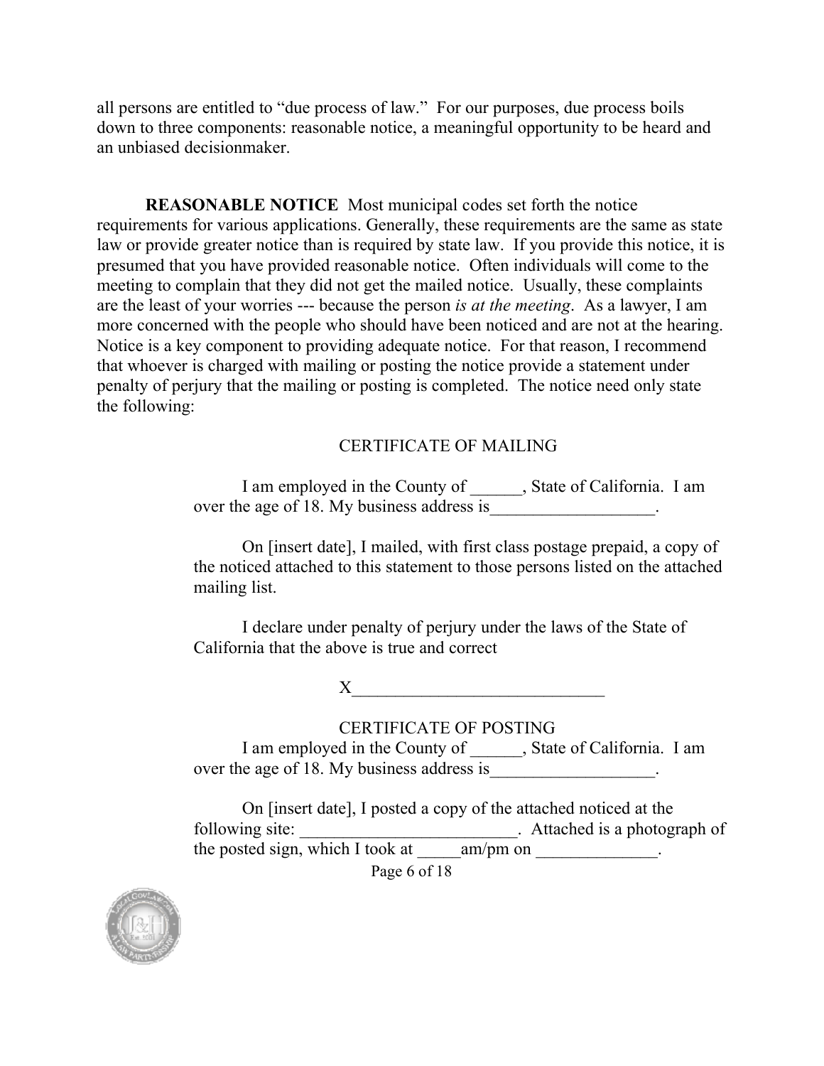all persons are entitled to "due process of law." For our purposes, due process boils down to three components: reasonable notice, a meaningful opportunity to be heard and an unbiased decisionmaker.

**REASONABLE NOTICE** Most municipal codes set forth the notice requirements for various applications. Generally, these requirements are the same as state law or provide greater notice than is required by state law. If you provide this notice, it is presumed that you have provided reasonable notice. Often individuals will come to the meeting to complain that they did not get the mailed notice. Usually, these complaints are the least of your worries --- because the person *is at the meeting*. As a lawyer, I am more concerned with the people who should have been noticed and are not at the hearing. Notice is a key component to providing adequate notice. For that reason, I recommend that whoever is charged with mailing or posting the notice provide a statement under penalty of perjury that the mailing or posting is completed. The notice need only state the following:

> CERTIFICATE OF MAILING
>
> I am employed in the County of ______, State of California. I am over the age of 18. My business address is___________________.
>
> On [insert date], I mailed, with first class postage prepaid, a copy of the noticed attached to this statement to those persons listed on the attached mailing list.
>
> I declare under penalty of perjury under the laws of the State of California that the above is true and correct
>
> X____________________________

> CERTIFICATE OF POSTING
>
> I am employed in the County of ______, State of California. I am over the age of 18. My business address is___________________.
>
> On [insert date], I posted a copy of the attached noticed at the following site: ________________________. Attached is a photograph of the posted sign, which I took at _____am/pm on _____________.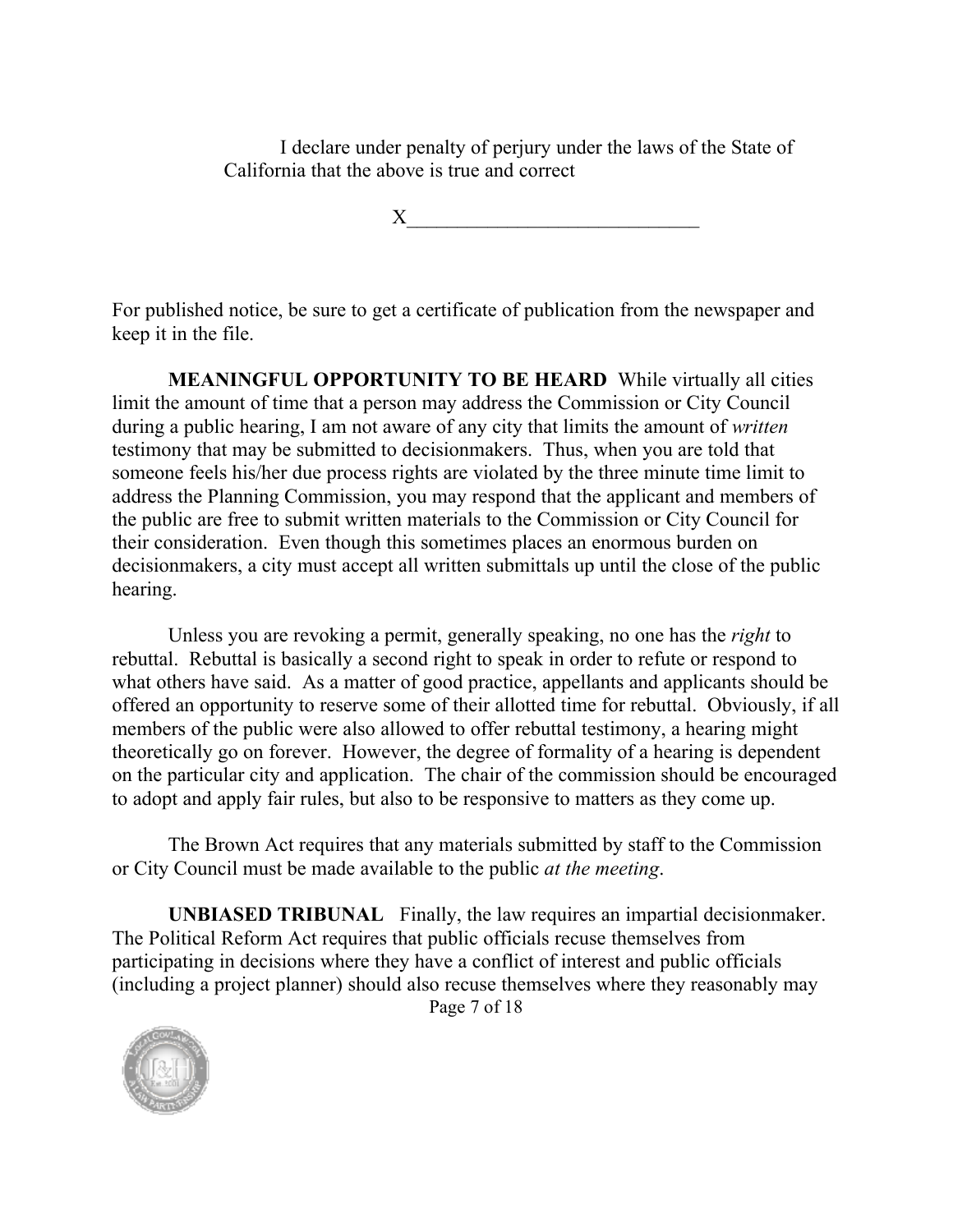I declare under penalty of perjury under the laws of the State of California that the above is true and correct

X____________________________

For published notice, be sure to get a certificate of publication from the newspaper and keep it in the file.

**MEANINGFUL OPPORTUNITY TO BE HEARD** While virtually all cities limit the amount of time that a person may address the Commission or City Council during a public hearing, I am not aware of any city that limits the amount of *written* testimony that may be submitted to decisionmakers. Thus, when you are told that someone feels his/her due process rights are violated by the three minute time limit to address the Planning Commission, you may respond that the applicant and members of the public are free to submit written materials to the Commission or City Council for their consideration. Even though this sometimes places an enormous burden on decisionmakers, a city must accept all written submittals up until the close of the public hearing.

Unless you are revoking a permit, generally speaking, no one has the *right* to rebuttal. Rebuttal is basically a second right to speak in order to refute or respond to what others have said. As a matter of good practice, appellants and applicants should be offered an opportunity to reserve some of their allotted time for rebuttal. Obviously, if all members of the public were also allowed to offer rebuttal testimony, a hearing might theoretically go on forever. However, the degree of formality of a hearing is dependent on the particular city and application. The chair of the commission should be encouraged to adopt and apply fair rules, but also to be responsive to matters as they come up.

The Brown Act requires that any materials submitted by staff to the Commission or City Council must be made available to the public *at the meeting*.

**UNBIASED TRIBUNAL** Finally, the law requires an impartial decisionmaker. The Political Reform Act requires that public officials recuse themselves from participating in decisions where they have a conflict of interest and public officials (including a project planner) should also recuse themselves where they reasonably may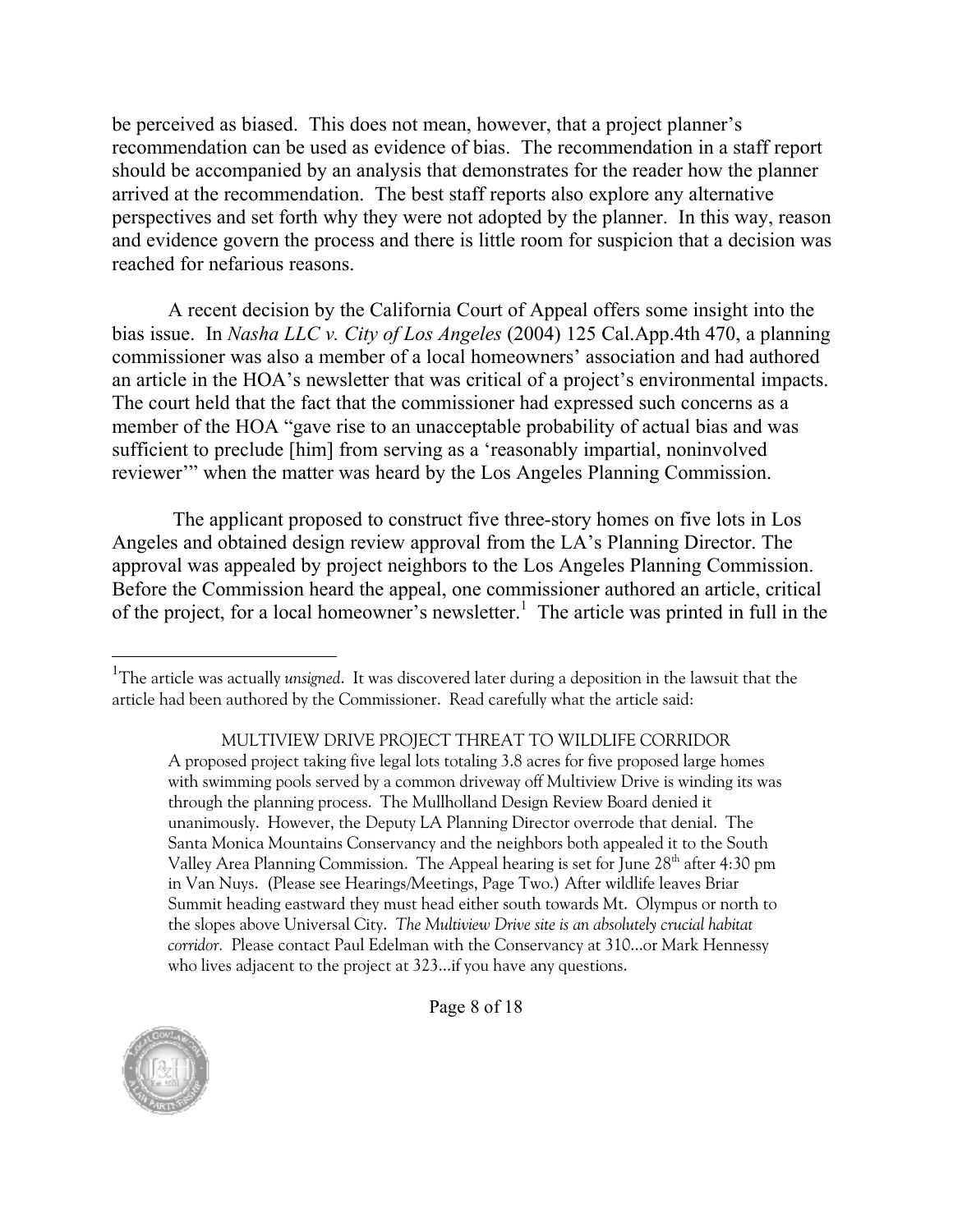be perceived as biased. This does not mean, however, that a project planner's recommendation can be used as evidence of bias. The recommendation in a staff report should be accompanied by an analysis that demonstrates for the reader how the planner arrived at the recommendation. The best staff reports also explore any alternative perspectives and set forth why they were not adopted by the planner. In this way, reason and evidence govern the process and there is little room for suspicion that a decision was reached for nefarious reasons.

A recent decision by the California Court of Appeal offers some insight into the bias issue. In *Nasha LLC v. City of Los Angeles* (2004) 125 Cal.App.4th 470, a planning commissioner was also a member of a local homeowners' association and had authored an article in the HOA's newsletter that was critical of a project's environmental impacts. The court held that the fact that the commissioner had expressed such concerns as a member of the HOA "gave rise to an unacceptable probability of actual bias and was sufficient to preclude [him] from serving as a 'reasonably impartial, noninvolved reviewer'" when the matter was heard by the Los Angeles Planning Commission.

The applicant proposed to construct five three-story homes on five lots in Los Angeles and obtained design review approval from the LA's Planning Director. The approval was appealed by project neighbors to the Los Angeles Planning Commission. Before the Commission heard the appeal, one commissioner authored an article, critical of the project, for a local homeowner's newsletter.[1] The article was printed in full in the

---

[1] The article was actually *unsigned*. It was discovered later during a deposition in the lawsuit that the article had been authored by the Commissioner. Read carefully what the article said:

> MULTIVIEW DRIVE PROJECT THREAT TO WILDLIFE CORRIDOR
> A proposed project taking five legal lots totaling 3.8 acres for five proposed large homes with swimming pools served by a common driveway off Multiview Drive is winding its was through the planning process. The Mullholland Design Review Board denied it unanimously. However, the Deputy LA Planning Director overrode that denial. The Santa Monica Mountains Conservancy and the neighbors both appealed it to the South Valley Area Planning Commission. The Appeal hearing is set for June 28th after 4:30 pm in Van Nuys. (Please see Hearings/Meetings, Page Two.) After wildlife leaves Briar Summit heading eastward they must head either south towards Mt. Olympus or north to the slopes above Universal City. *The Multiview Drive site is an absolutely crucial habitat corridor.* Please contact Paul Edelman with the Conservancy at 310…or Mark Hennessy who lives adjacent to the project at 323…if you have any questions.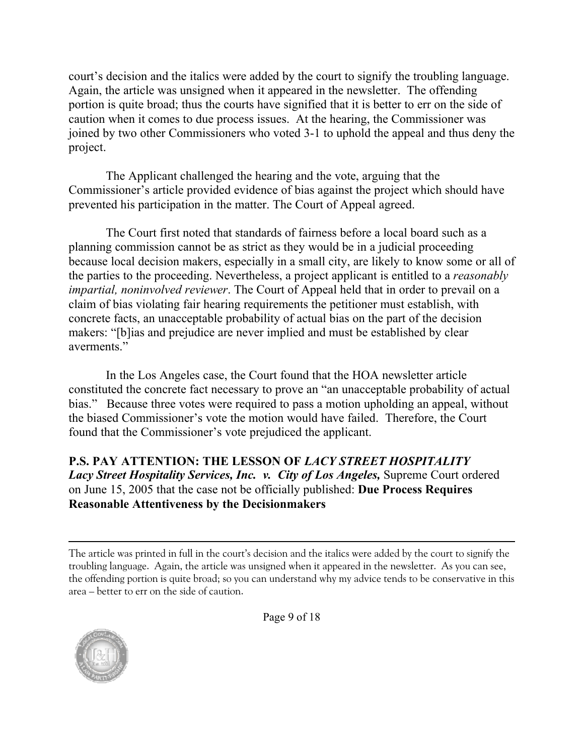court's decision and the italics were added by the court to signify the troubling language. Again, the article was unsigned when it appeared in the newsletter. The offending portion is quite broad; thus the courts have signified that it is better to err on the side of caution when it comes to due process issues. At the hearing, the Commissioner was joined by two other Commissioners who voted 3-1 to uphold the appeal and thus deny the project.

The Applicant challenged the hearing and the vote, arguing that the Commissioner's article provided evidence of bias against the project which should have prevented his participation in the matter. The Court of Appeal agreed.

The Court first noted that standards of fairness before a local board such as a planning commission cannot be as strict as they would be in a judicial proceeding because local decision makers, especially in a small city, are likely to know some or all of the parties to the proceeding. Nevertheless, a project applicant is entitled to a *reasonably impartial, noninvolved reviewer*. The Court of Appeal held that in order to prevail on a claim of bias violating fair hearing requirements the petitioner must establish, with concrete facts, an unacceptable probability of actual bias on the part of the decision makers: "[b]ias and prejudice are never implied and must be established by clear averments."

In the Los Angeles case, the Court found that the HOA newsletter article constituted the concrete fact necessary to prove an "an unacceptable probability of actual bias." Because three votes were required to pass a motion upholding an appeal, without the biased Commissioner's vote the motion would have failed. Therefore, the Court found that the Commissioner's vote prejudiced the applicant.

**P.S. PAY ATTENTION: THE LESSON OF *LACY STREET HOSPITALITY***
***Lacy Street Hospitality Services, Inc. v. City of Los Angeles,*** Supreme Court ordered on June 15, 2005 that the case not be officially published: **Due Process Requires Reasonable Attentiveness by the Decisionmakers**

---

The article was printed in full in the court's decision and the italics were added by the court to signify the troubling language. Again, the article was unsigned when it appeared in the newsletter. As you can see, the offending portion is quite broad; so you can understand why my advice tends to be conservative in this area – better to err on the side of caution.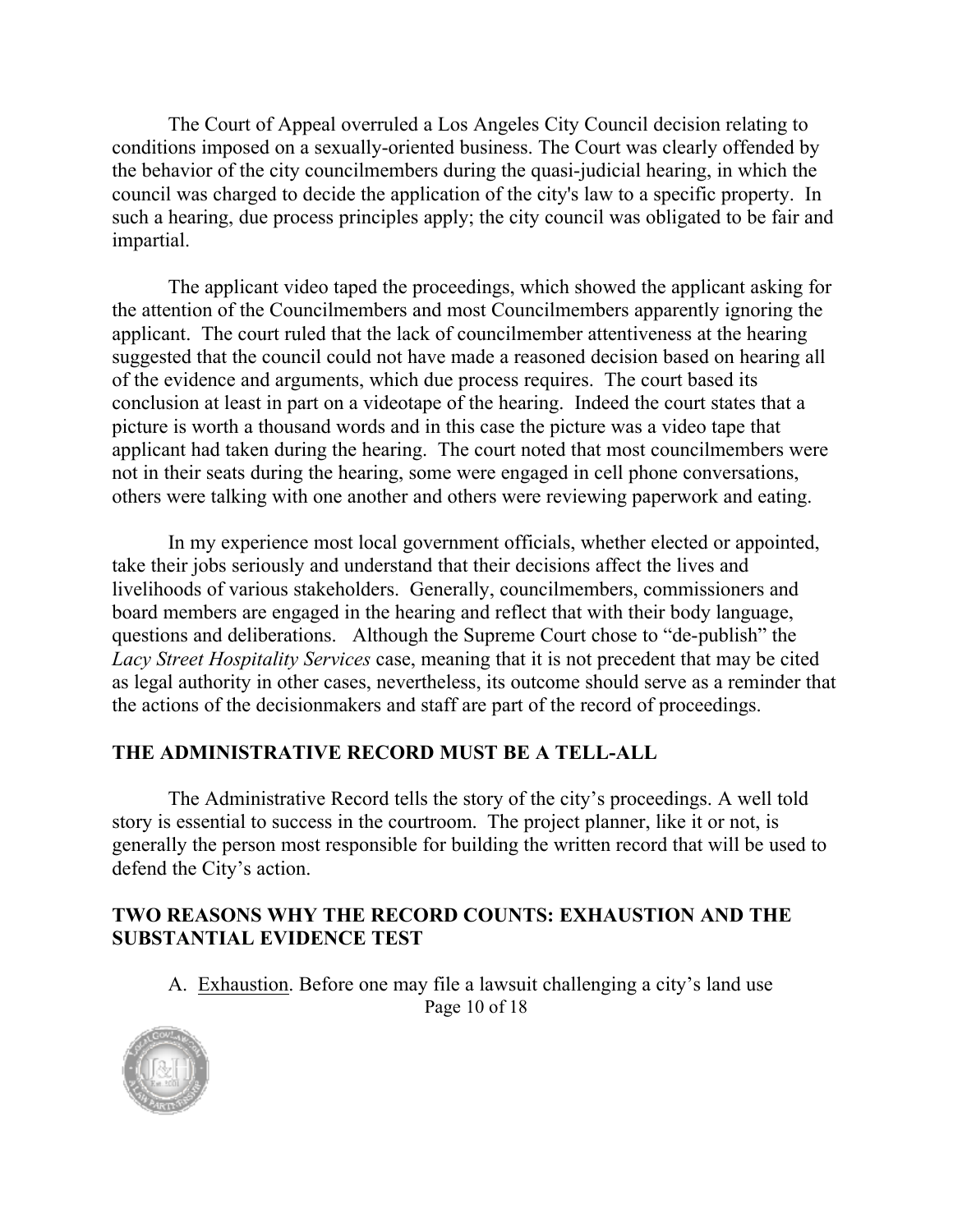The Court of Appeal overruled a Los Angeles City Council decision relating to conditions imposed on a sexually-oriented business. The Court was clearly offended by the behavior of the city councilmembers during the quasi-judicial hearing, in which the council was charged to decide the application of the city's law to a specific property. In such a hearing, due process principles apply; the city council was obligated to be fair and impartial.

The applicant video taped the proceedings, which showed the applicant asking for the attention of the Councilmembers and most Councilmembers apparently ignoring the applicant. The court ruled that the lack of councilmember attentiveness at the hearing suggested that the council could not have made a reasoned decision based on hearing all of the evidence and arguments, which due process requires. The court based its conclusion at least in part on a videotape of the hearing. Indeed the court states that a picture is worth a thousand words and in this case the picture was a video tape that applicant had taken during the hearing. The court noted that most councilmembers were not in their seats during the hearing, some were engaged in cell phone conversations, others were talking with one another and others were reviewing paperwork and eating.

In my experience most local government officials, whether elected or appointed, take their jobs seriously and understand that their decisions affect the lives and livelihoods of various stakeholders. Generally, councilmembers, commissioners and board members are engaged in the hearing and reflect that with their body language, questions and deliberations. Although the Supreme Court chose to "de-publish" the *Lacy Street Hospitality Services* case, meaning that it is not precedent that may be cited as legal authority in other cases, nevertheless, its outcome should serve as a reminder that the actions of the decisionmakers and staff are part of the record of proceedings.

## THE ADMINISTRATIVE RECORD MUST BE A TELL-ALL

The Administrative Record tells the story of the city's proceedings. A well told story is essential to success in the courtroom. The project planner, like it or not, is generally the person most responsible for building the written record that will be used to defend the City's action.

## TWO REASONS WHY THE RECORD COUNTS: EXHAUSTION AND THE SUBSTANTIAL EVIDENCE TEST

A. Exhaustion. Before one may file a lawsuit challenging a city's land use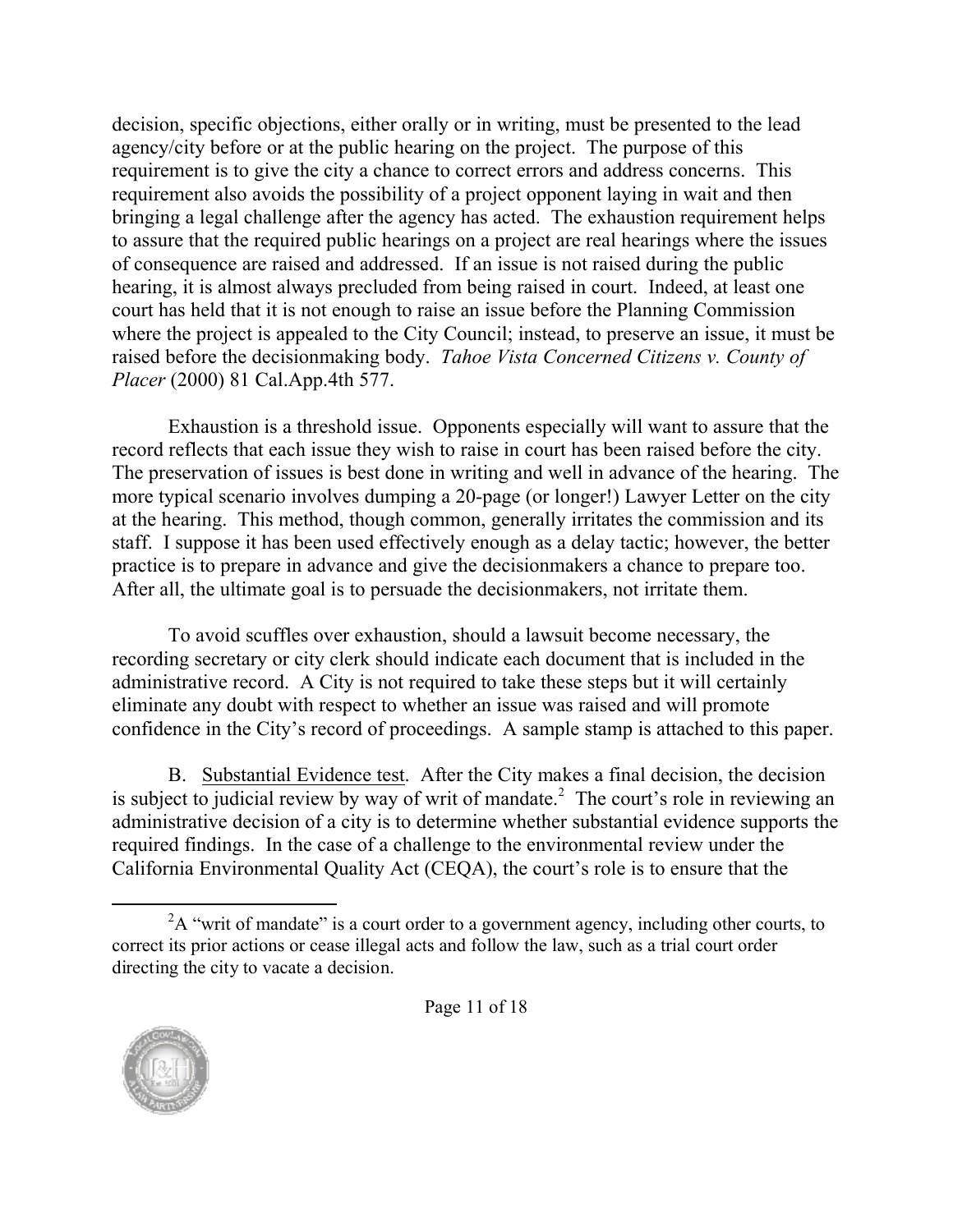decision, specific objections, either orally or in writing, must be presented to the lead agency/city before or at the public hearing on the project. The purpose of this requirement is to give the city a chance to correct errors and address concerns. This requirement also avoids the possibility of a project opponent laying in wait and then bringing a legal challenge after the agency has acted. The exhaustion requirement helps to assure that the required public hearings on a project are real hearings where the issues of consequence are raised and addressed. If an issue is not raised during the public hearing, it is almost always precluded from being raised in court. Indeed, at least one court has held that it is not enough to raise an issue before the Planning Commission where the project is appealed to the City Council; instead, to preserve an issue, it must be raised before the decisionmaking body. *Tahoe Vista Concerned Citizens v. County of Placer* (2000) 81 Cal.App.4th 577.

Exhaustion is a threshold issue. Opponents especially will want to assure that the record reflects that each issue they wish to raise in court has been raised before the city. The preservation of issues is best done in writing and well in advance of the hearing. The more typical scenario involves dumping a 20-page (or longer!) Lawyer Letter on the city at the hearing. This method, though common, generally irritates the commission and its staff. I suppose it has been used effectively enough as a delay tactic; however, the better practice is to prepare in advance and give the decisionmakers a chance to prepare too. After all, the ultimate goal is to persuade the decisionmakers, not irritate them.

To avoid scuffles over exhaustion, should a lawsuit become necessary, the recording secretary or city clerk should indicate each document that is included in the administrative record. A City is not required to take these steps but it will certainly eliminate any doubt with respect to whether an issue was raised and will promote confidence in the City's record of proceedings. A sample stamp is attached to this paper.

B. Substantial Evidence test. After the City makes a final decision, the decision is subject to judicial review by way of writ of mandate.[2] The court's role in reviewing an administrative decision of a city is to determine whether substantial evidence supports the required findings. In the case of a challenge to the environmental review under the California Environmental Quality Act (CEQA), the court's role is to ensure that the

[2] A "writ of mandate" is a court order to a government agency, including other courts, to correct its prior actions or cease illegal acts and follow the law, such as a trial court order directing the city to vacate a decision.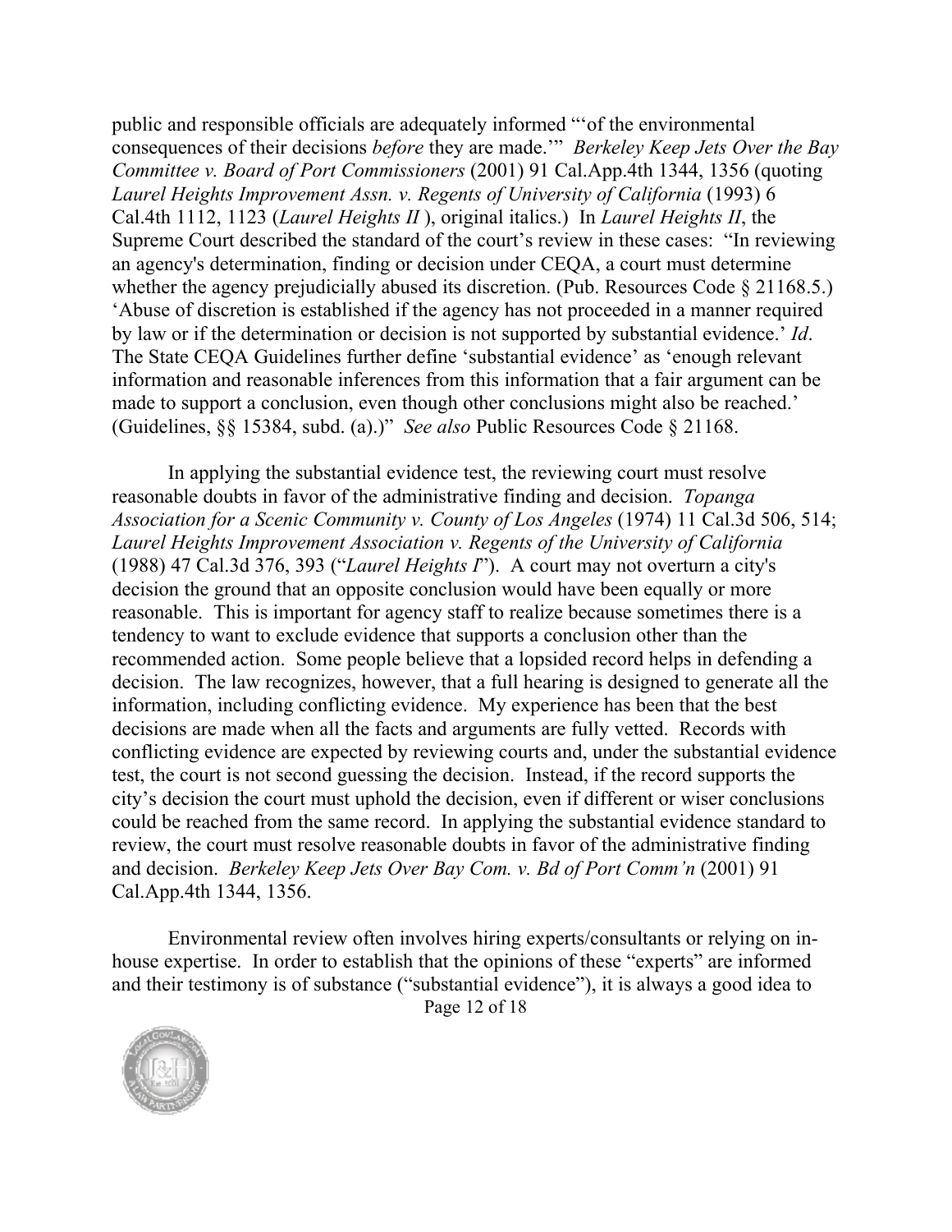public and responsible officials are adequately informed "'of the environmental consequences of their decisions *before* they are made.'" *Berkeley Keep Jets Over the Bay Committee v. Board of Port Commissioners* (2001) 91 Cal.App.4th 1344, 1356 (quoting *Laurel Heights Improvement Assn. v. Regents of University of California* (1993) 6 Cal.4th 1112, 1123 (*Laurel Heights II* ), original italics.) In *Laurel Heights II*, the Supreme Court described the standard of the court's review in these cases: "In reviewing an agency's determination, finding or decision under CEQA, a court must determine whether the agency prejudicially abused its discretion. (Pub. Resources Code § 21168.5.) 'Abuse of discretion is established if the agency has not proceeded in a manner required by law or if the determination or decision is not supported by substantial evidence.' *Id*. The State CEQA Guidelines further define 'substantial evidence' as 'enough relevant information and reasonable inferences from this information that a fair argument can be made to support a conclusion, even though other conclusions might also be reached.' (Guidelines, §§ 15384, subd. (a).)" *See also* Public Resources Code § 21168.

In applying the substantial evidence test, the reviewing court must resolve reasonable doubts in favor of the administrative finding and decision. *Topanga Association for a Scenic Community v. County of Los Angeles* (1974) 11 Cal.3d 506, 514; *Laurel Heights Improvement Association v. Regents of the University of California* (1988) 47 Cal.3d 376, 393 ("*Laurel Heights I*"). A court may not overturn a city's decision the ground that an opposite conclusion would have been equally or more reasonable. This is important for agency staff to realize because sometimes there is a tendency to want to exclude evidence that supports a conclusion other than the recommended action. Some people believe that a lopsided record helps in defending a decision. The law recognizes, however, that a full hearing is designed to generate all the information, including conflicting evidence. My experience has been that the best decisions are made when all the facts and arguments are fully vetted. Records with conflicting evidence are expected by reviewing courts and, under the substantial evidence test, the court is not second guessing the decision. Instead, if the record supports the city's decision the court must uphold the decision, even if different or wiser conclusions could be reached from the same record. In applying the substantial evidence standard to review, the court must resolve reasonable doubts in favor of the administrative finding and decision. *Berkeley Keep Jets Over Bay Com. v. Bd of Port Comm'n* (2001) 91 Cal.App.4th 1344, 1356.

Environmental review often involves hiring experts/consultants or relying on in-house expertise. In order to establish that the opinions of these "experts" are informed and their testimony is of substance ("substantial evidence"), it is always a good idea to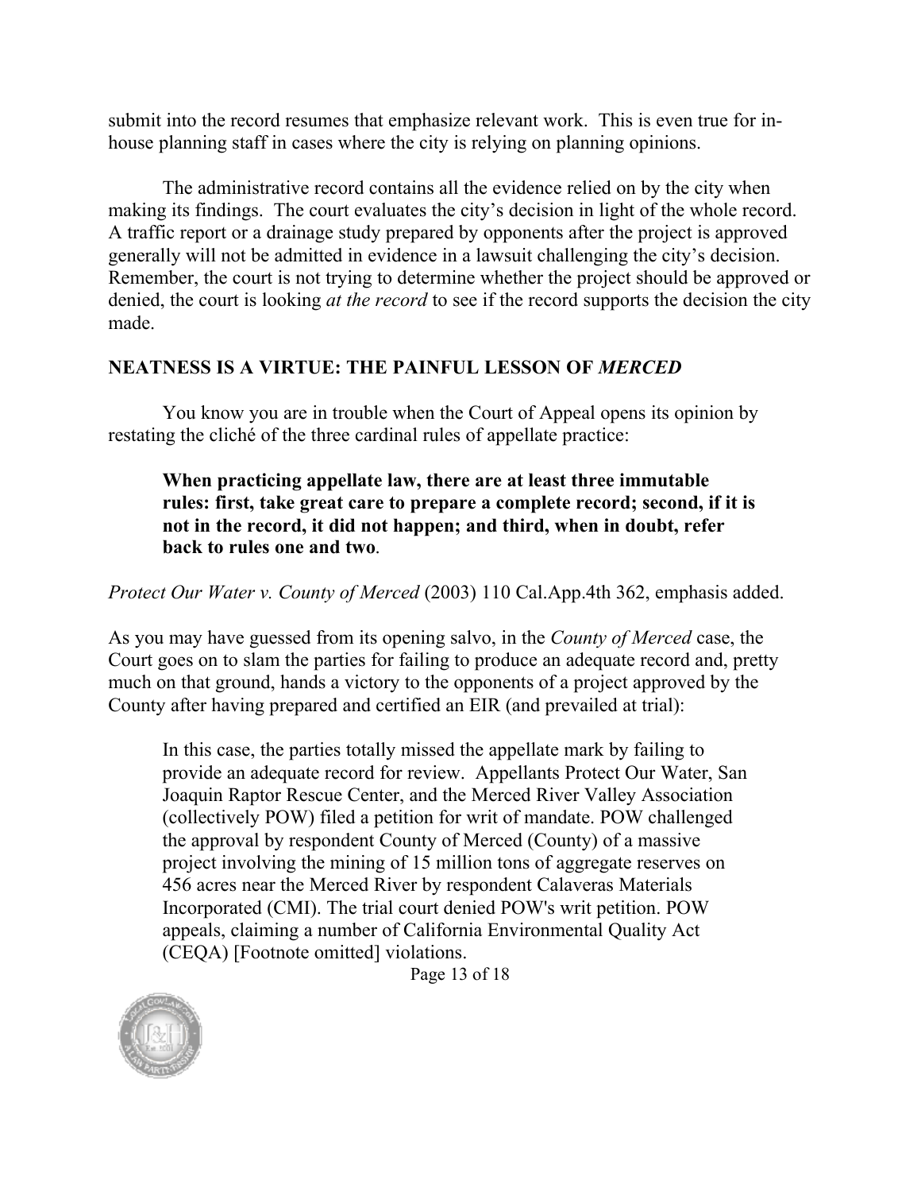submit into the record resumes that emphasize relevant work. This is even true for in-house planning staff in cases where the city is relying on planning opinions.

The administrative record contains all the evidence relied on by the city when making its findings. The court evaluates the city's decision in light of the whole record. A traffic report or a drainage study prepared by opponents after the project is approved generally will not be admitted in evidence in a lawsuit challenging the city's decision. Remember, the court is not trying to determine whether the project should be approved or denied, the court is looking *at the record* to see if the record supports the decision the city made.

## NEATNESS IS A VIRTUE: THE PAINFUL LESSON OF *MERCED*

You know you are in trouble when the Court of Appeal opens its opinion by restating the cliché of the three cardinal rules of appellate practice:

> **When practicing appellate law, there are at least three immutable rules: first, take great care to prepare a complete record; second, if it is not in the record, it did not happen; and third, when in doubt, refer back to rules one and two.**

*Protect Our Water v. County of Merced* (2003) 110 Cal.App.4th 362, emphasis added.

As you may have guessed from its opening salvo, in the *County of Merced* case, the Court goes on to slam the parties for failing to produce an adequate record and, pretty much on that ground, hands a victory to the opponents of a project approved by the County after having prepared and certified an EIR (and prevailed at trial):

> In this case, the parties totally missed the appellate mark by failing to provide an adequate record for review. Appellants Protect Our Water, San Joaquin Raptor Rescue Center, and the Merced River Valley Association (collectively POW) filed a petition for writ of mandate. POW challenged the approval by respondent County of Merced (County) of a massive project involving the mining of 15 million tons of aggregate reserves on 456 acres near the Merced River by respondent Calaveras Materials Incorporated (CMI). The trial court denied POW's writ petition. POW appeals, claiming a number of California Environmental Quality Act (CEQA) [Footnote omitted] violations.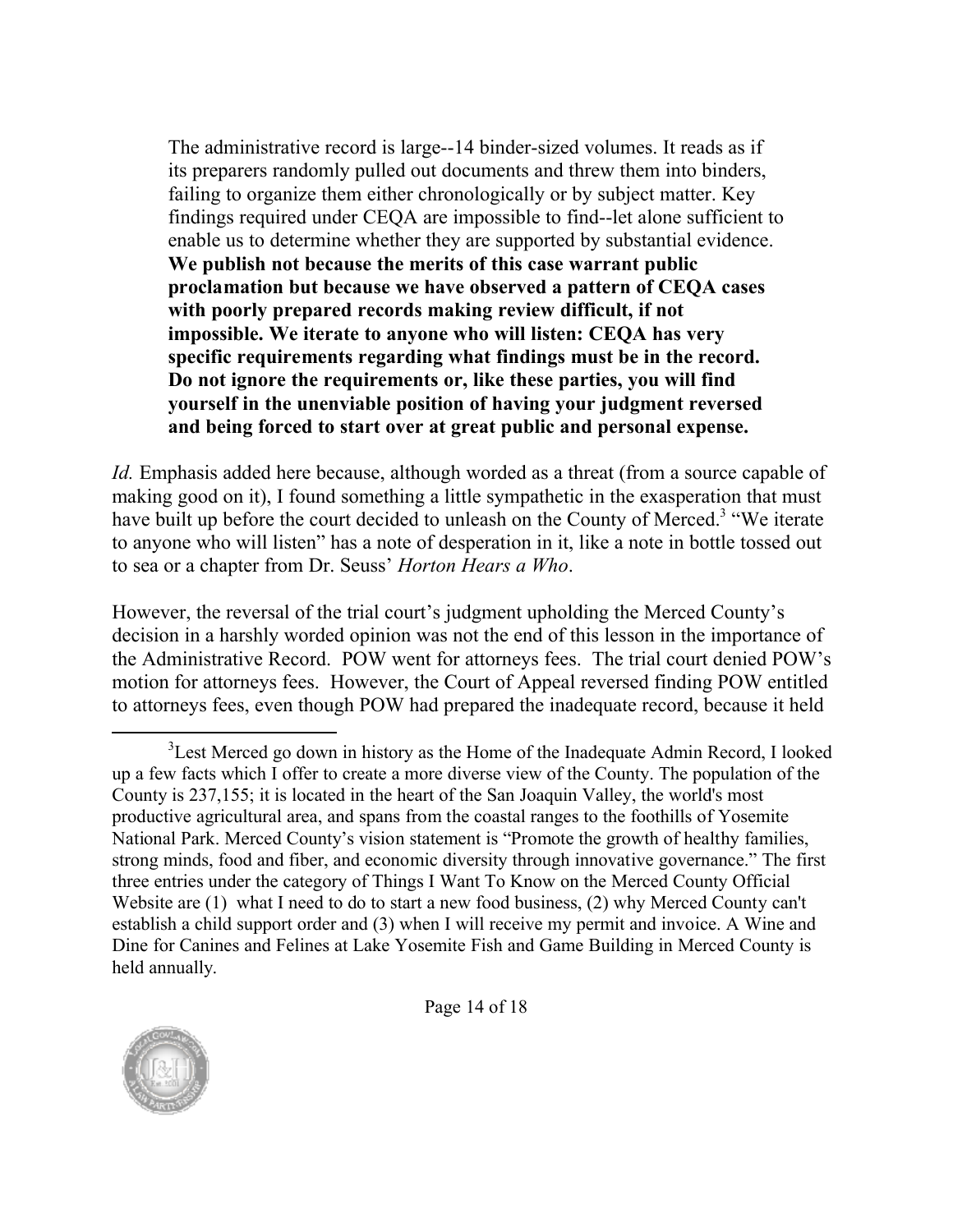> The administrative record is large--14 binder-sized volumes. It reads as if its preparers randomly pulled out documents and threw them into binders, failing to organize them either chronologically or by subject matter. Key findings required under CEQA are impossible to find--let alone sufficient to enable us to determine whether they are supported by substantial evidence. **We publish not because the merits of this case warrant public proclamation but because we have observed a pattern of CEQA cases with poorly prepared records making review difficult, if not impossible. We iterate to anyone who will listen: CEQA has very specific requirements regarding what findings must be in the record. Do not ignore the requirements or, like these parties, you will find yourself in the unenviable position of having your judgment reversed and being forced to start over at great public and personal expense.**

*Id.* Emphasis added here because, although worded as a threat (from a source capable of making good on it), I found something a little sympathetic in the exasperation that must have built up before the court decided to unleash on the County of Merced.[3] "We iterate to anyone who will listen" has a note of desperation in it, like a note in bottle tossed out to sea or a chapter from Dr. Seuss' *Horton Hears a Who*.

However, the reversal of the trial court's judgment upholding the Merced County's decision in a harshly worded opinion was not the end of this lesson in the importance of the Administrative Record. POW went for attorneys fees. The trial court denied POW's motion for attorneys fees. However, the Court of Appeal reversed finding POW entitled to attorneys fees, even though POW had prepared the inadequate record, because it held

---

[3] Lest Merced go down in history as the Home of the Inadequate Admin Record, I looked up a few facts which I offer to create a more diverse view of the County. The population of the County is 237,155; it is located in the heart of the San Joaquin Valley, the world's most productive agricultural area, and spans from the coastal ranges to the foothills of Yosemite National Park. Merced County's vision statement is "Promote the growth of healthy families, strong minds, food and fiber, and economic diversity through innovative governance." The first three entries under the category of Things I Want To Know on the Merced County Official Website are (1) what I need to do to start a new food business, (2) why Merced County can't establish a child support order and (3) when I will receive my permit and invoice. A Wine and Dine for Canines and Felines at Lake Yosemite Fish and Game Building in Merced County is held annually.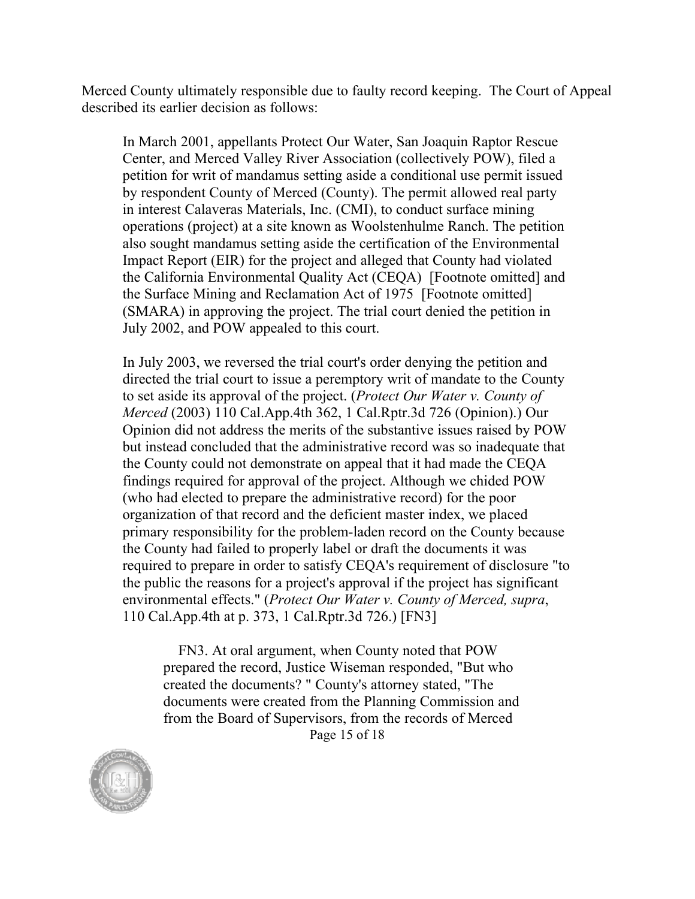Merced County ultimately responsible due to faulty record keeping. The Court of Appeal described its earlier decision as follows:

> In March 2001, appellants Protect Our Water, San Joaquin Raptor Rescue Center, and Merced Valley River Association (collectively POW), filed a petition for writ of mandamus setting aside a conditional use permit issued by respondent County of Merced (County). The permit allowed real party in interest Calaveras Materials, Inc. (CMI), to conduct surface mining operations (project) at a site known as Woolstenhulme Ranch. The petition also sought mandamus setting aside the certification of the Environmental Impact Report (EIR) for the project and alleged that County had violated the California Environmental Quality Act (CEQA) [Footnote omitted] and the Surface Mining and Reclamation Act of 1975 [Footnote omitted] (SMARA) in approving the project. The trial court denied the petition in July 2002, and POW appealed to this court.
>
> In July 2003, we reversed the trial court's order denying the petition and directed the trial court to issue a peremptory writ of mandate to the County to set aside its approval of the project. (*Protect Our Water v. County of Merced* (2003) 110 Cal.App.4th 362, 1 Cal.Rptr.3d 726 (Opinion).) Our Opinion did not address the merits of the substantive issues raised by POW but instead concluded that the administrative record was so inadequate that the County could not demonstrate on appeal that it had made the CEQA findings required for approval of the project. Although we chided POW (who had elected to prepare the administrative record) for the poor organization of that record and the deficient master index, we placed primary responsibility for the problem-laden record on the County because the County had failed to properly label or draft the documents it was required to prepare in order to satisfy CEQA's requirement of disclosure "to the public the reasons for a project's approval if the project has significant environmental effects." (*Protect Our Water v. County of Merced, supra*, 110 Cal.App.4th at p. 373, 1 Cal.Rptr.3d 726.) [FN3]
>
>> FN3. At oral argument, when County noted that POW prepared the record, Justice Wiseman responded, "But who created the documents? " County's attorney stated, "The documents were created from the Planning Commission and from the Board of Supervisors, from the records of Merced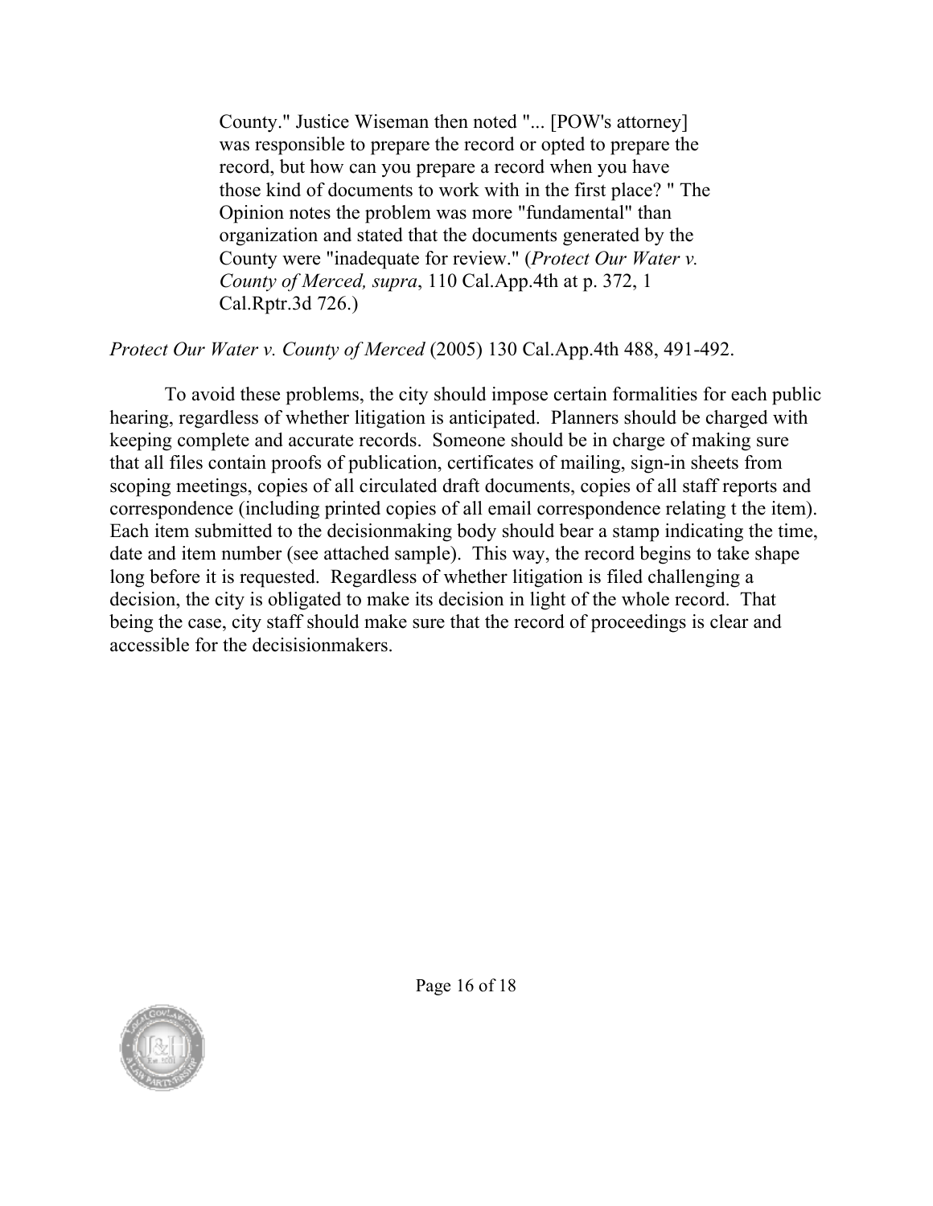> County." Justice Wiseman then noted "... [POW's attorney] was responsible to prepare the record or opted to prepare the record, but how can you prepare a record when you have those kind of documents to work with in the first place? " The Opinion notes the problem was more "fundamental" than organization and stated that the documents generated by the County were "inadequate for review." (*Protect Our Water v. County of Merced, supra*, 110 Cal.App.4th at p. 372, 1 Cal.Rptr.3d 726.)

*Protect Our Water v. County of Merced* (2005) 130 Cal.App.4th 488, 491-492.

To avoid these problems, the city should impose certain formalities for each public hearing, regardless of whether litigation is anticipated. Planners should be charged with keeping complete and accurate records. Someone should be in charge of making sure that all files contain proofs of publication, certificates of mailing, sign-in sheets from scoping meetings, copies of all circulated draft documents, copies of all staff reports and correspondence (including printed copies of all email correspondence relating t the item). Each item submitted to the decisionmaking body should bear a stamp indicating the time, date and item number (see attached sample). This way, the record begins to take shape long before it is requested. Regardless of whether litigation is filed challenging a decision, the city is obligated to make its decision in light of the whole record. That being the case, city staff should make sure that the record of proceedings is clear and accessible for the decisisionmakers.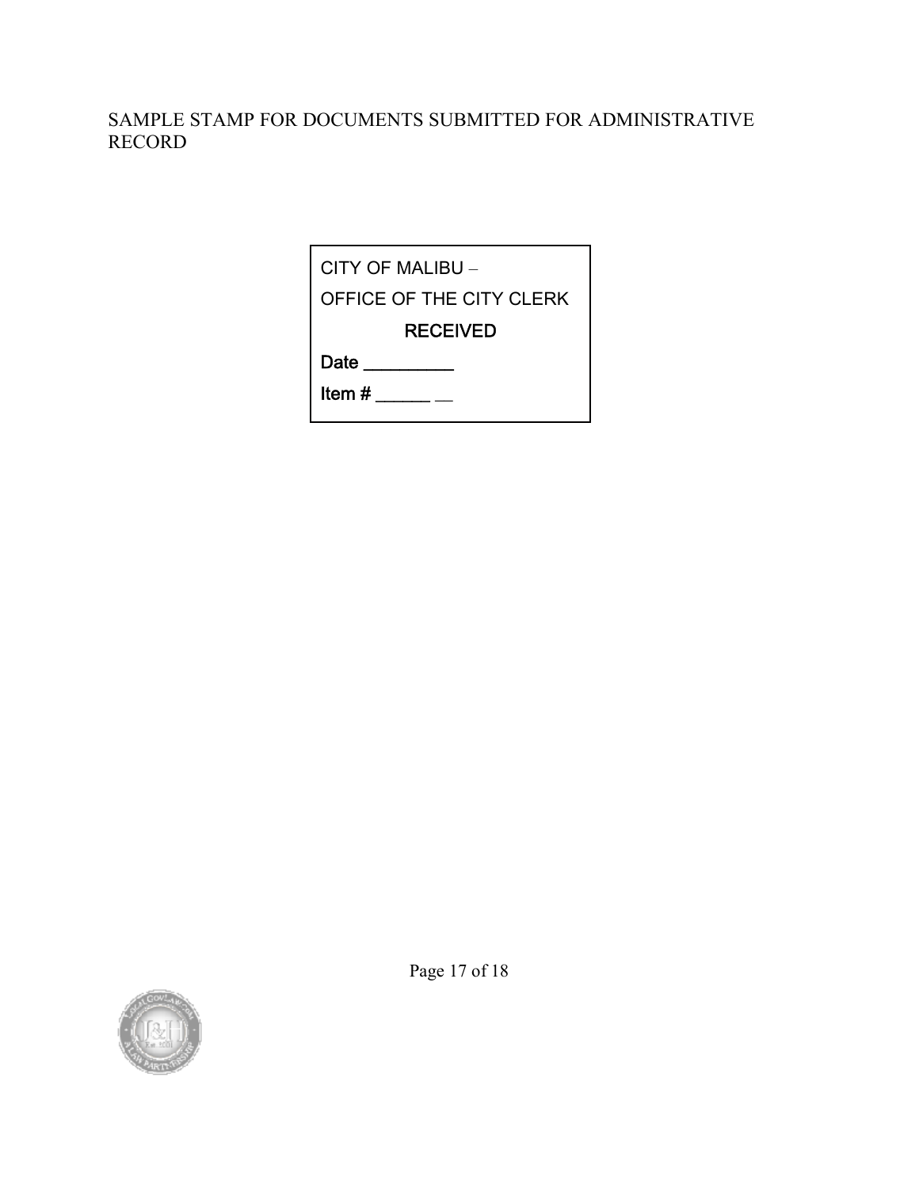SAMPLE STAMP FOR DOCUMENTS SUBMITTED FOR ADMINISTRATIVE RECORD

| |
|---|
| CITY OF MALIBU – |
| OFFICE OF THE CITY CLERK |
| **RECEIVED** |
| **Date __________** |
| **Item # ______ __** |